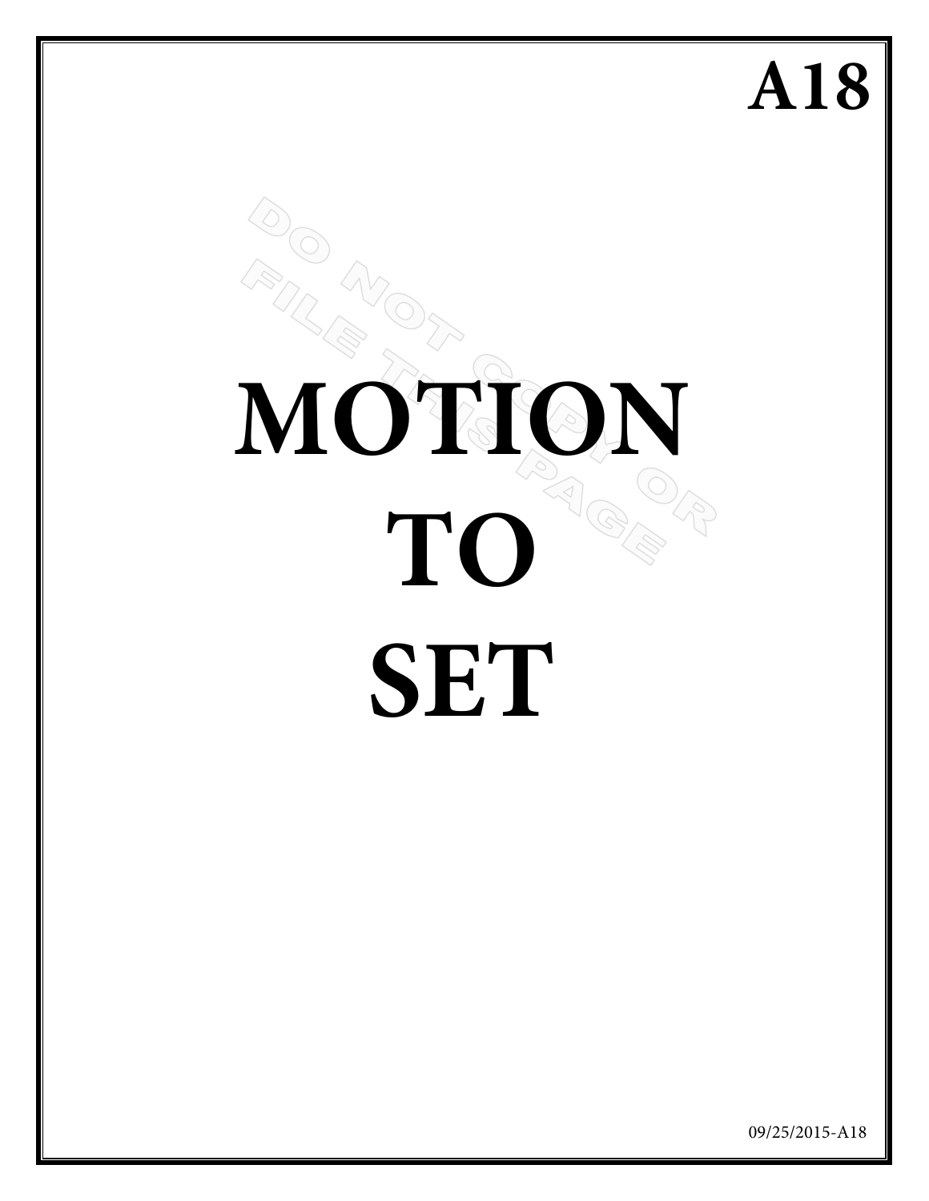# A18

# MOTION TO SET

DO NOT COPY OR FILE THIS PAGE

09/25/2015-A18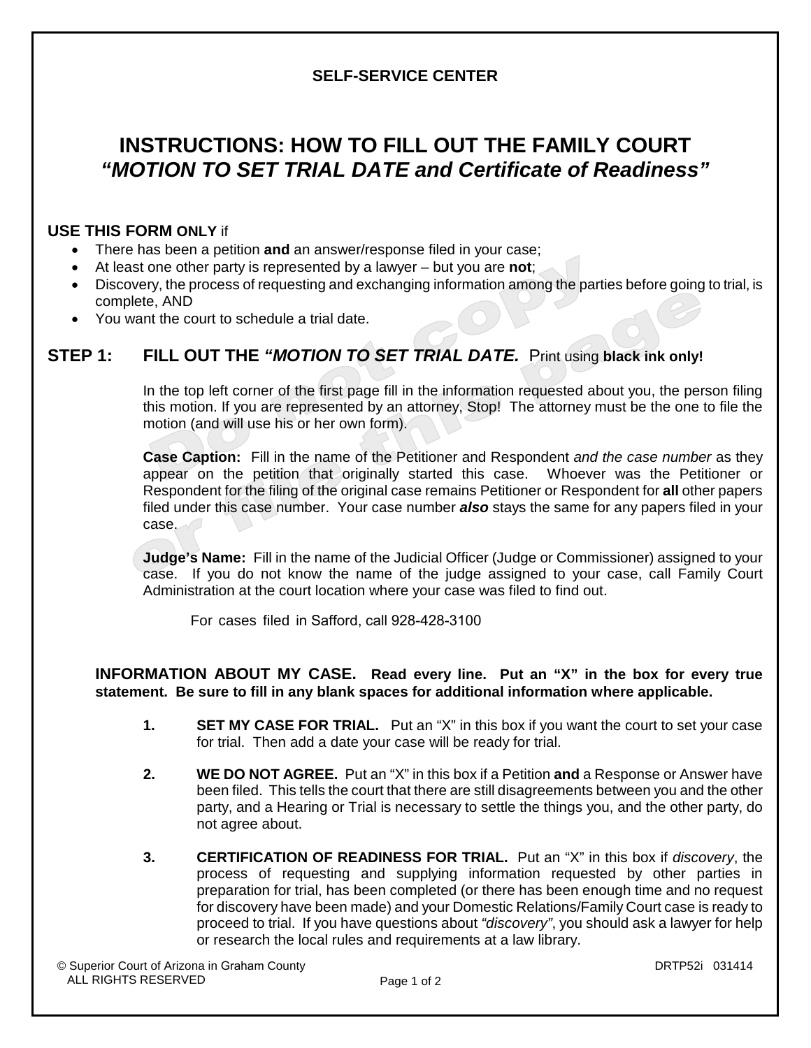**SELF-SERVICE CENTER**

# INSTRUCTIONS: HOW TO FILL OUT THE FAMILY COURT *"MOTION TO SET TRIAL DATE and Certificate of Readiness"*

**USE THIS FORM ONLY** if

- There has been a petition **and** an answer/response filed in your case;
- At least one other party is represented by a lawyer – but you are **not**;
- Discovery, the process of requesting and exchanging information among the parties before going to trial, is complete, AND
- You want the court to schedule a trial date.

## STEP 1: FILL OUT THE *"MOTION TO SET TRIAL DATE.* Print using **black ink only!**

In the top left corner of the first page fill in the information requested about you, the person filing this motion. If you are represented by an attorney, Stop! The attorney must be the one to file the motion (and will use his or her own form).

**Case Caption:** Fill in the name of the Petitioner and Respondent *and the case number* as they appear on the petition that originally started this case. Whoever was the Petitioner or Respondent for the filing of the original case remains Petitioner or Respondent for **all** other papers filed under this case number. Your case number ***also*** stays the same for any papers filed in your case.

**Judge's Name:** Fill in the name of the Judicial Officer (Judge or Commissioner) assigned to your case. If you do not know the name of the judge assigned to your case, call Family Court Administration at the court location where your case was filed to find out.

For cases filed in Safford, call 928-428-3100

**INFORMATION ABOUT MY CASE. Read every line. Put an "X" in the box for every true statement. Be sure to fill in any blank spaces for additional information where applicable.**

1. **SET MY CASE FOR TRIAL.** Put an "X" in this box if you want the court to set your case for trial. Then add a date your case will be ready for trial.

2. **WE DO NOT AGREE.** Put an "X" in this box if a Petition **and** a Response or Answer have been filed. This tells the court that there are still disagreements between you and the other party, and a Hearing or Trial is necessary to settle the things you, and the other party, do not agree about.

3. **CERTIFICATION OF READINESS FOR TRIAL.** Put an "X" in this box if *discovery*, the process of requesting and supplying information requested by other parties in preparation for trial, has been completed (or there has been enough time and no request for discovery have been made) and your Domestic Relations/Family Court case is ready to proceed to trial. If you have questions about *"discovery"*, you should ask a lawyer for help or research the local rules and requirements at a law library.

© Superior Court of Arizona in Graham County
ALL RIGHTS RESERVED DRTP52i 031414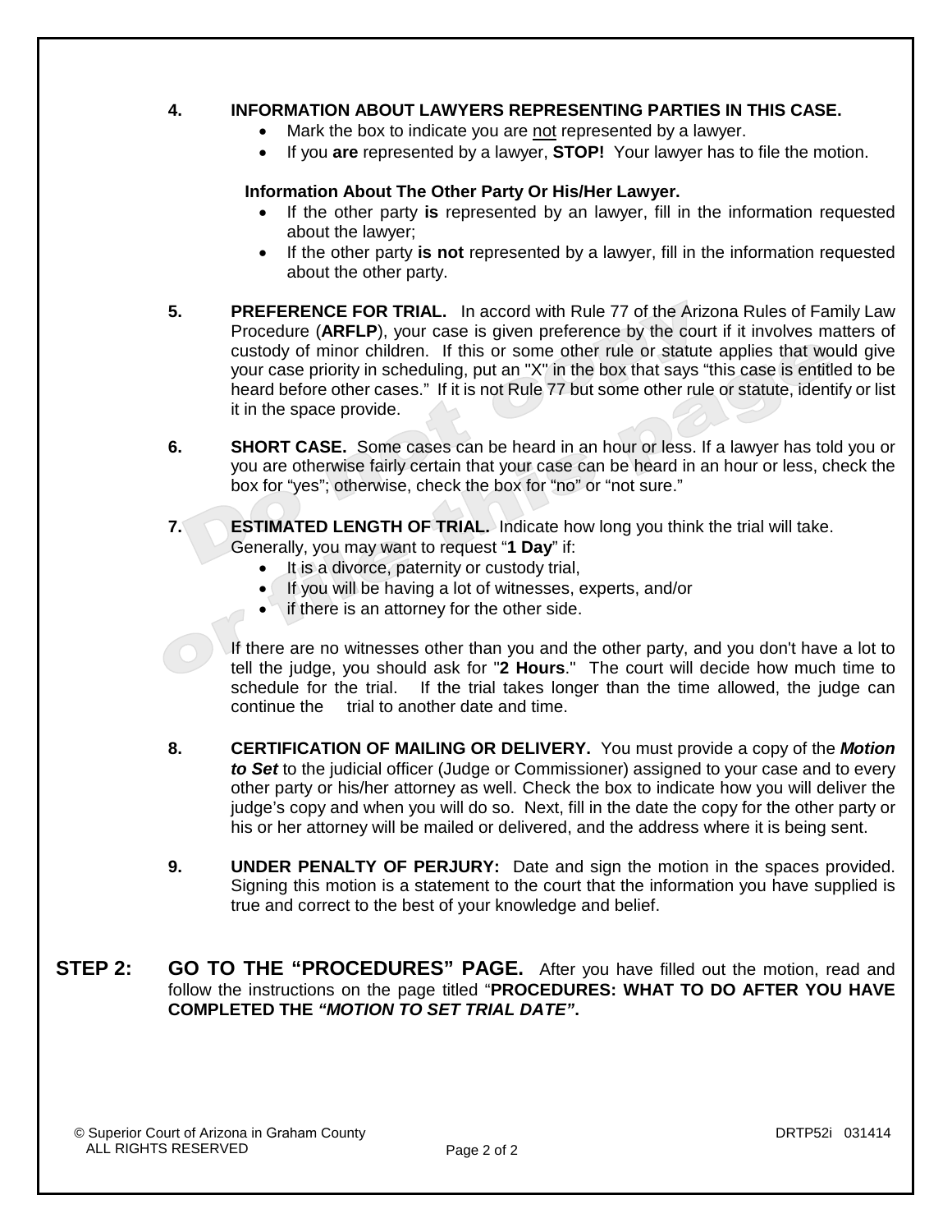4. **INFORMATION ABOUT LAWYERS REPRESENTING PARTIES IN THIS CASE.**
   - Mark the box to indicate you are <u>not</u> represented by a lawyer.
   - If you **are** represented by a lawyer, **STOP!** Your lawyer has to file the motion.

   **Information About The Other Party Or His/Her Lawyer.**
   - If the other party **is** represented by an lawyer, fill in the information requested about the lawyer;
   - If the other party **is not** represented by a lawyer, fill in the information requested about the other party.

5. **PREFERENCE FOR TRIAL.** In accord with Rule 77 of the Arizona Rules of Family Law Procedure (**ARFLP**), your case is given preference by the court if it involves matters of custody of minor children. If this or some other rule or statute applies that would give your case priority in scheduling, put an "X" in the box that says "this case is entitled to be heard before other cases." If it is not Rule 77 but some other rule or statute, identify or list it in the space provide.

6. **SHORT CASE.** Some cases can be heard in an hour or less. If a lawyer has told you or you are otherwise fairly certain that your case can be heard in an hour or less, check the box for "yes"; otherwise, check the box for "no" or "not sure."

7. **ESTIMATED LENGTH OF TRIAL.** Indicate how long you think the trial will take. Generally, you may want to request "**1 Day**" if:
   - It is a divorce, paternity or custody trial,
   - If you will be having a lot of witnesses, experts, and/or
   - if there is an attorney for the other side.

   If there are no witnesses other than you and the other party, and you don't have a lot to tell the judge, you should ask for "**2 Hours**." The court will decide how much time to schedule for the trial. If the trial takes longer than the time allowed, the judge can continue the trial to another date and time.

8. **CERTIFICATION OF MAILING OR DELIVERY.** You must provide a copy of the ***Motion to Set*** to the judicial officer (Judge or Commissioner) assigned to your case and to every other party or his/her attorney as well. Check the box to indicate how you will deliver the judge's copy and when you will do so. Next, fill in the date the copy for the other party or his or her attorney will be mailed or delivered, and the address where it is being sent.

9. **UNDER PENALTY OF PERJURY:** Date and sign the motion in the spaces provided. Signing this motion is a statement to the court that the information you have supplied is true and correct to the best of your knowledge and belief.

**STEP 2: GO TO THE "PROCEDURES" PAGE.** After you have filled out the motion, read and follow the instructions on the page titled "**PROCEDURES: WHAT TO DO AFTER YOU HAVE COMPLETED THE *"MOTION TO SET TRIAL DATE"*.**

© Superior Court of Arizona in Graham County
ALL RIGHTS RESERVED

DRTP52i 031414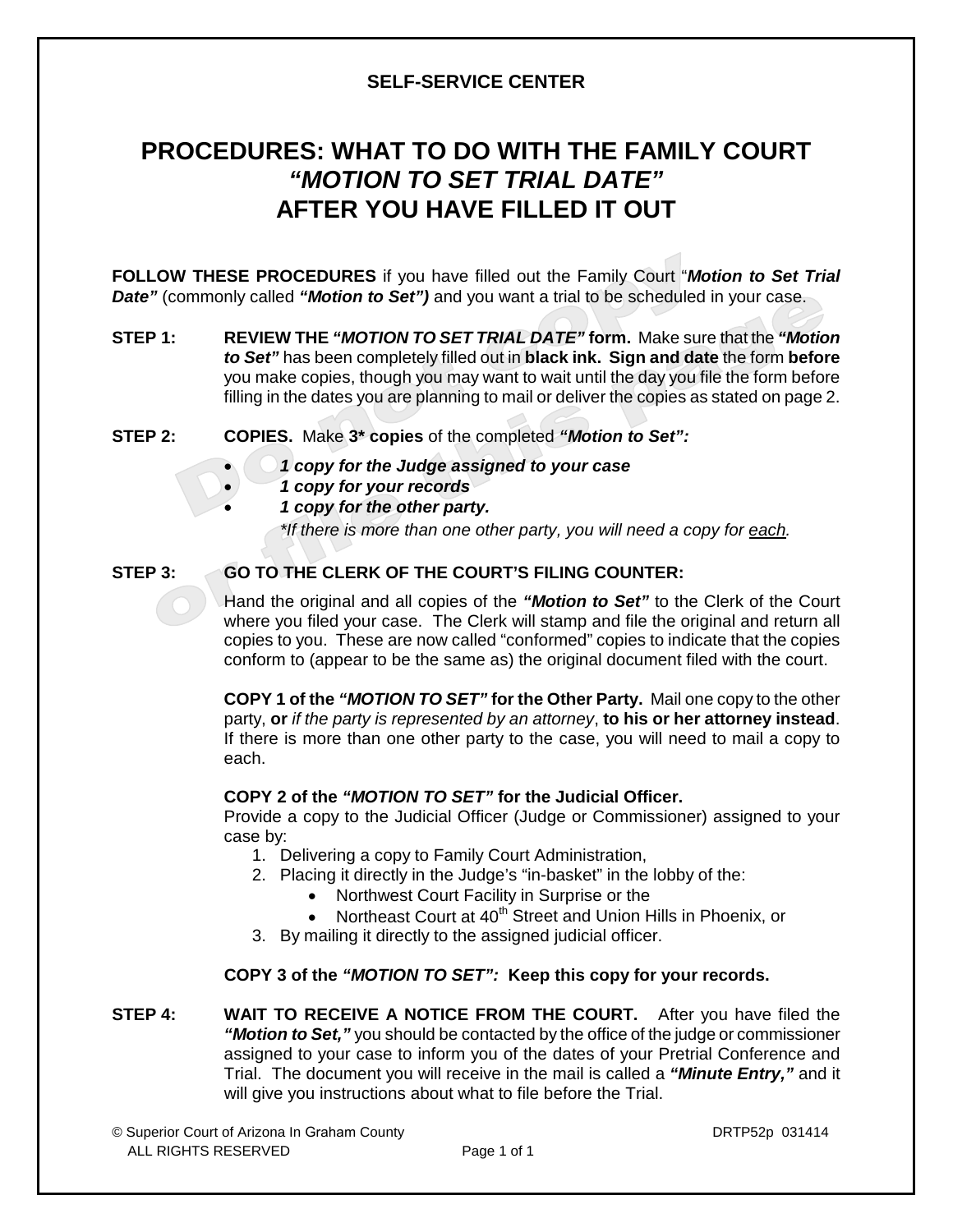**SELF-SERVICE CENTER**

# PROCEDURES: WHAT TO DO WITH THE FAMILY COURT *"MOTION TO SET TRIAL DATE"* AFTER YOU HAVE FILLED IT OUT

**FOLLOW THESE PROCEDURES** if you have filled out the Family Court "***Motion to Set Trial Date"*** (commonly called ***"Motion to Set")*** and you want a trial to be scheduled in your case.

**STEP 1:** **REVIEW THE *"MOTION TO SET TRIAL DATE"* form.** Make sure that the ***"Motion to Set"*** has been completely filled out in **black ink. Sign and date** the form **before** you make copies, though you may want to wait until the day you file the form before filling in the dates you are planning to mail or deliver the copies as stated on page 2.

**STEP 2:** **COPIES.** Make **3\* copies** of the completed ***"Motion to Set":***

- ***1 copy for the Judge assigned to your case***
- ***1 copy for your records***
- ***1 copy for the other party.***

  *\*If there is more than one other party, you will need a copy for each.*

**STEP 3:** **GO TO THE CLERK OF THE COURT'S FILING COUNTER:**

Hand the original and all copies of the ***"Motion to Set"*** to the Clerk of the Court where you filed your case. The Clerk will stamp and file the original and return all copies to you. These are now called "conformed" copies to indicate that the copies conform to (appear to be the same as) the original document filed with the court.

**COPY 1 of the *"MOTION TO SET"* for the Other Party.** Mail one copy to the other party, **or** *if the party is represented by an attorney*, **to his or her attorney instead**. If there is more than one other party to the case, you will need to mail a copy to each.

**COPY 2 of the *"MOTION TO SET"* for the Judicial Officer.**
Provide a copy to the Judicial Officer (Judge or Commissioner) assigned to your case by:

1. Delivering a copy to Family Court Administration,
2. Placing it directly in the Judge's "in-basket" in the lobby of the:
   - Northwest Court Facility in Surprise or the
   - Northeast Court at 40th Street and Union Hills in Phoenix, or
3. By mailing it directly to the assigned judicial officer.

**COPY 3 of the *"MOTION TO SET":* Keep this copy for your records.**

**STEP 4:** **WAIT TO RECEIVE A NOTICE FROM THE COURT.** After you have filed the ***"Motion to Set,"*** you should be contacted by the office of the judge or commissioner assigned to your case to inform you of the dates of your Pretrial Conference and Trial. The document you will receive in the mail is called a ***"Minute Entry,"*** and it will give you instructions about what to file before the Trial.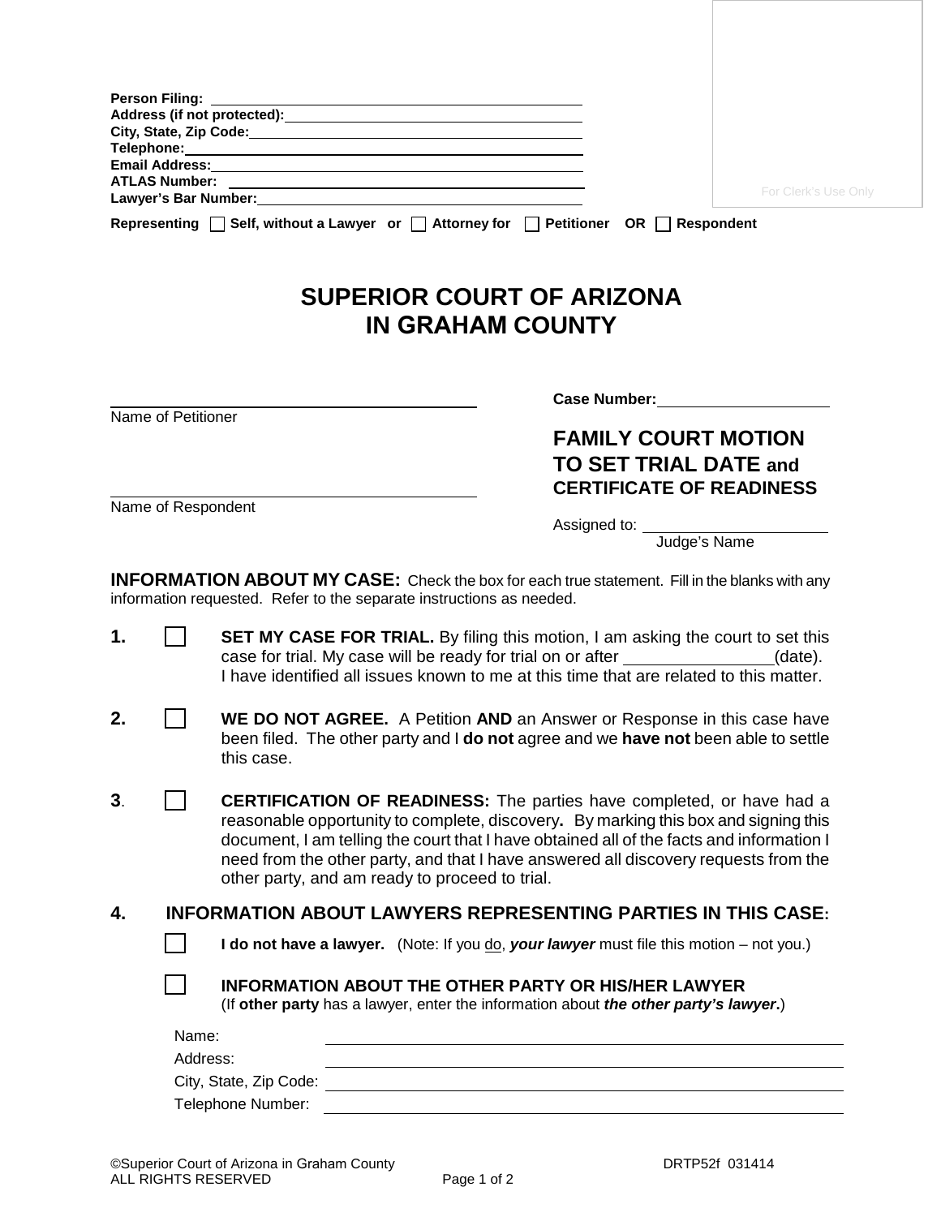Person Filing: \_\_\_\_\_\_\_\_\_\_\_\_\_\_\_\_\_\_\_\_\_\_\_\_\_\_\_\_\_\_
Address (if not protected): \_\_\_\_\_\_\_\_\_\_\_\_\_\_\_\_\_\_\_\_\_\_\_\_\_\_\_\_\_\_
City, State, Zip Code: \_\_\_\_\_\_\_\_\_\_\_\_\_\_\_\_\_\_\_\_\_\_\_\_\_\_\_\_\_\_
Telephone: \_\_\_\_\_\_\_\_\_\_\_\_\_\_\_\_\_\_\_\_\_\_\_\_\_\_\_\_\_\_
Email Address: \_\_\_\_\_\_\_\_\_\_\_\_\_\_\_\_\_\_\_\_\_\_\_\_\_\_\_\_\_\_
ATLAS Number: \_\_\_\_\_\_\_\_\_\_\_\_\_\_\_\_\_\_\_\_\_\_\_\_\_\_\_\_\_\_
Lawyer's Bar Number: \_\_\_\_\_\_\_\_\_\_\_\_\_\_\_\_\_\_\_\_\_\_\_\_\_\_\_\_\_\_

For Clerk's Use Only

**Representing** ☐ **Self, without a Lawyer or** ☐ **Attorney for** ☐ **Petitioner OR** ☐ **Respondent**

# SUPERIOR COURT OF ARIZONA IN GRAHAM COUNTY

\_\_\_\_\_\_\_\_\_\_\_\_\_\_\_\_\_\_\_\_\_\_\_\_\_\_\_\_\_\_
Name of Petitioner

\_\_\_\_\_\_\_\_\_\_\_\_\_\_\_\_\_\_\_\_\_\_\_\_\_\_\_\_\_\_
Name of Respondent

**Case Number:** \_\_\_\_\_\_\_\_\_\_\_\_\_\_\_\_\_\_\_\_

## FAMILY COURT MOTION TO SET TRIAL DATE and CERTIFICATE OF READINESS

Assigned to: \_\_\_\_\_\_\_\_\_\_\_\_\_\_\_\_\_\_\_\_
Judge's Name

**INFORMATION ABOUT MY CASE:** Check the box for each true statement. Fill in the blanks with any information requested. Refer to the separate instructions as needed.

**1.** ☐ **SET MY CASE FOR TRIAL.** By filing this motion, I am asking the court to set this case for trial. My case will be ready for trial on or after \_\_\_\_\_\_\_\_\_\_\_\_\_\_\_\_(date). I have identified all issues known to me at this time that are related to this matter.

**2.** ☐ **WE DO NOT AGREE.** A Petition **AND** an Answer or Response in this case have been filed. The other party and I **do not** agree and we **have not** been able to settle this case.

**3.** ☐ **CERTIFICATION OF READINESS:** The parties have completed, or have had a reasonable opportunity to complete, discovery**.** By marking this box and signing this document, I am telling the court that I have obtained all of the facts and information I need from the other party, and that I have answered all discovery requests from the other party, and am ready to proceed to trial.

**4. INFORMATION ABOUT LAWYERS REPRESENTING PARTIES IN THIS CASE:**

☐ **I do not have a lawyer.** (Note: If you do, ***your lawyer*** must file this motion – not you.)

☐ **INFORMATION ABOUT THE OTHER PARTY OR HIS/HER LAWYER**
(If **other party** has a lawyer, enter the information about ***the other party's lawyer***.)

Name: \_\_\_\_\_\_\_\_\_\_\_\_\_\_\_\_\_\_\_\_\_\_\_\_\_\_\_\_\_\_
Address: \_\_\_\_\_\_\_\_\_\_\_\_\_\_\_\_\_\_\_\_\_\_\_\_\_\_\_\_\_\_
City, State, Zip Code: \_\_\_\_\_\_\_\_\_\_\_\_\_\_\_\_\_\_\_\_\_\_\_\_\_\_\_\_\_\_
Telephone Number: \_\_\_\_\_\_\_\_\_\_\_\_\_\_\_\_\_\_\_\_\_\_\_\_\_\_\_\_\_\_

©Superior Court of Arizona in Graham County
ALL RIGHTS RESERVED
DRTP52f 031414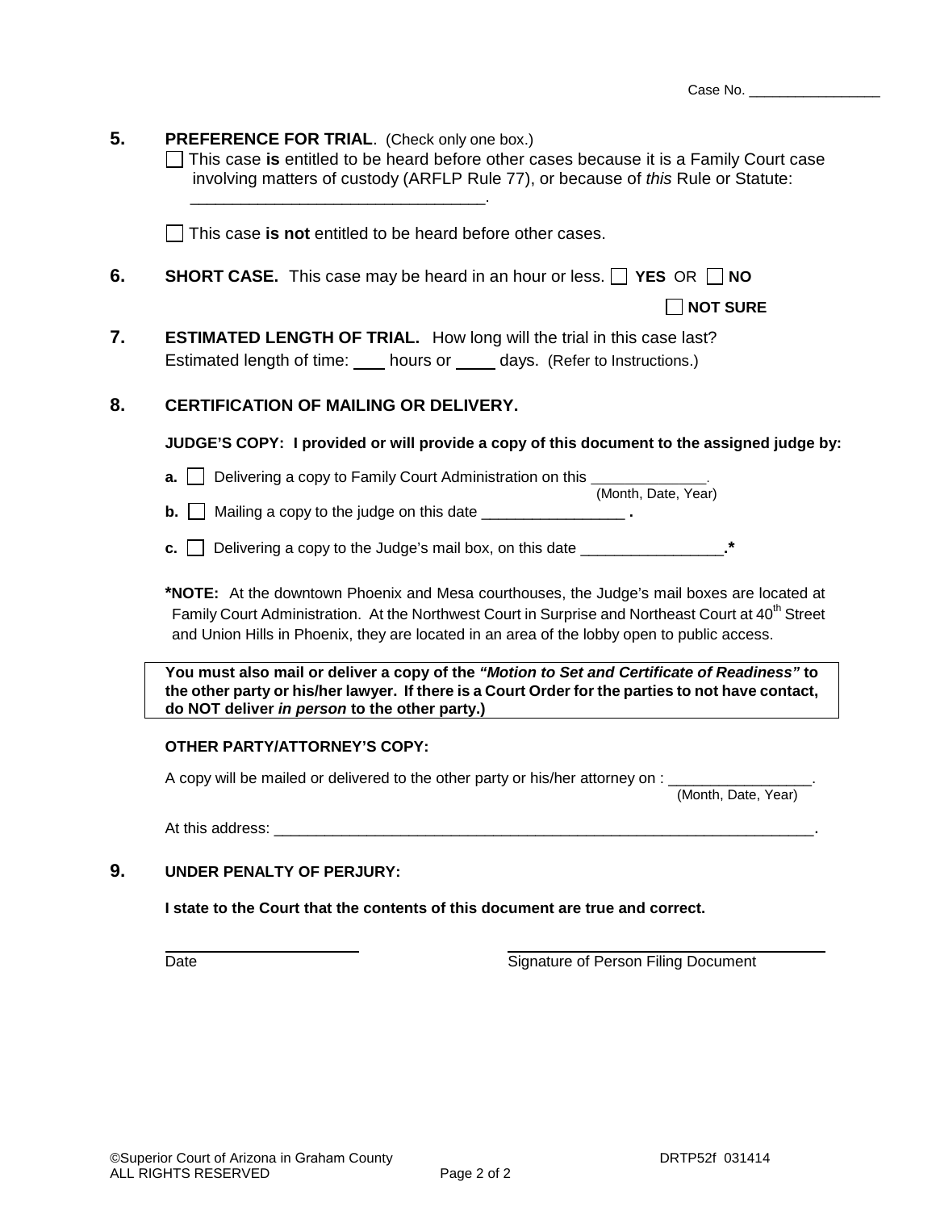Case No. _________________

**5.** **PREFERENCE FOR TRIAL**. (Check only one box.)

☐ This case **is** entitled to be heard before other cases because it is a Family Court case involving matters of custody (ARFLP Rule 77), or because of *this* Rule or Statute: ________________________________.

☐ This case **is not** entitled to be heard before other cases.

**6.** **SHORT CASE.** This case may be heard in an hour or less. ☐ **YES** OR ☐ **NO**

☐ **NOT SURE**

**7.** **ESTIMATED LENGTH OF TRIAL.** How long will the trial in this case last?
Estimated length of time: ___ hours or ____ days. (Refer to Instructions.)

**8.** **CERTIFICATION OF MAILING OR DELIVERY.**

**JUDGE'S COPY: I provided or will provide a copy of this document to the assigned judge by:**

**a.** ☐ Delivering a copy to Family Court Administration on this _____________.
(Month, Date, Year)

**b.** ☐ Mailing a copy to the judge on this date _________________ **.**

**c.** ☐ Delivering a copy to the Judge's mail box, on this date ________________**.***

***NOTE:** At the downtown Phoenix and Mesa courthouses, the Judge's mail boxes are located at Family Court Administration. At the Northwest Court in Surprise and Northeast Court at 40th Street and Union Hills in Phoenix, they are located in an area of the lobby open to public access.

**You must also mail or deliver a copy of the *"Motion to Set and Certificate of Readiness"* to the other party or his/her lawyer. If there is a Court Order for the parties to not have contact, do NOT deliver *in person* to the other party.)**

**OTHER PARTY/ATTORNEY'S COPY:**

A copy will be mailed or delivered to the other party or his/her attorney on : ________________.
(Month, Date, Year)

At this address: _________________________________________________________________.

**9.** **UNDER PENALTY OF PERJURY:**

**I state to the Court that the contents of this document are true and correct.**

______________________ ______________________________

Date Signature of Person Filing Document

©Superior Court of Arizona in Graham County
ALL RIGHTS RESERVED
DRTP52f 031414